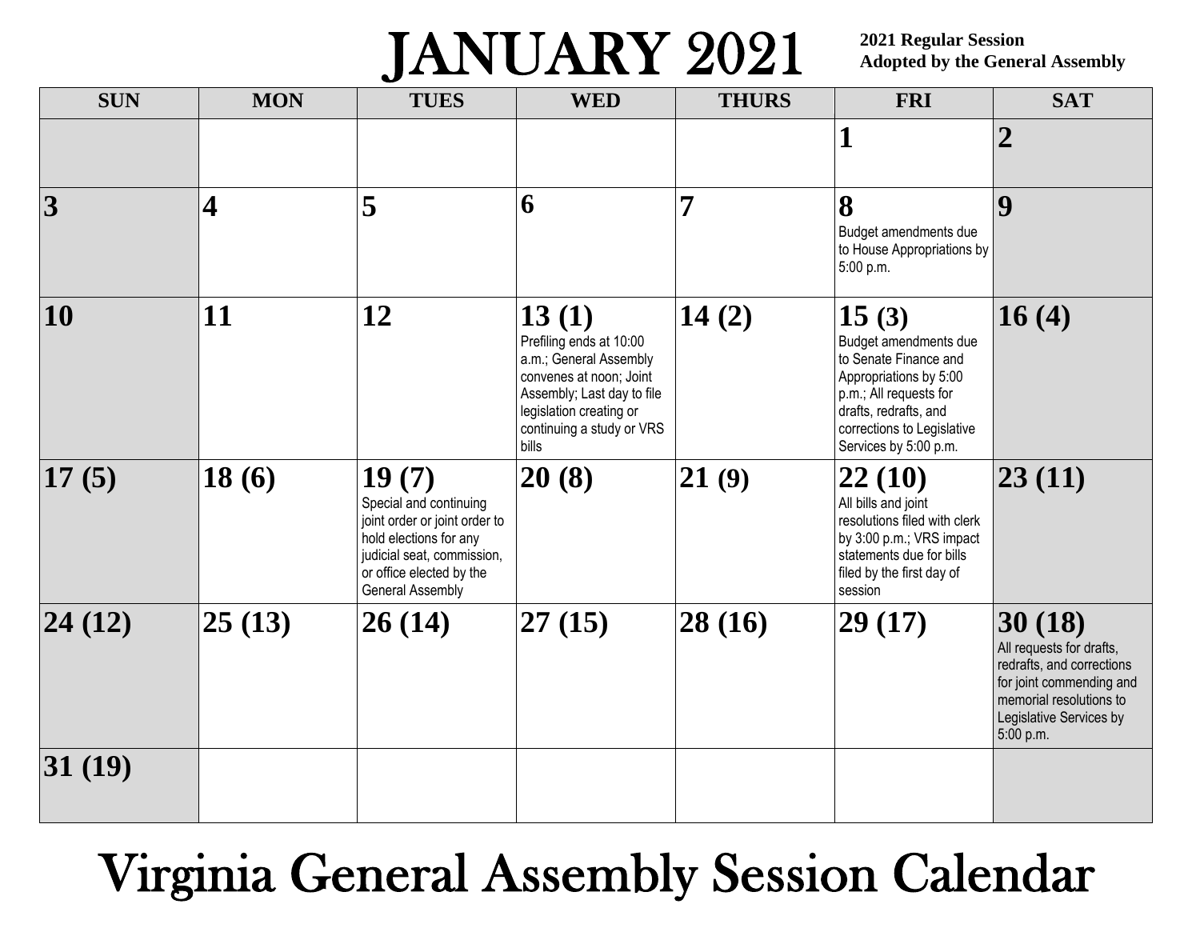# JANUARY 2021

**2021 Regular Session**
**Adopted by the General Assembly**

| SUN | MON | TUES | WED | THURS | FRI | SAT |
|---|---|---|---|---|---|---|
| | | | | | **1** | **2** |
| **3** | **4** | **5** | **6** | **7** | **8** Budget amendments due to House Appropriations by 5:00 p.m. | **9** |
| **10** | **11** | **12** | **13 (1)** Prefiling ends at 10:00 a.m.; General Assembly convenes at noon; Joint Assembly; Last day to file legislation creating or continuing a study or VRS bills | **14 (2)** | **15 (3)** Budget amendments due to Senate Finance and Appropriations by 5:00 p.m.; All requests for drafts, redrafts, and corrections to Legislative Services by 5:00 p.m. | **16 (4)** |
| **17 (5)** | **18 (6)** | **19 (7)** Special and continuing joint order or joint order to hold elections for any judicial seat, commission, or office elected by the General Assembly | **20 (8)** | **21 (9)** | **22 (10)** All bills and joint resolutions filed with clerk by 3:00 p.m.; VRS impact statements due for bills filed by the first day of session | **23 (11)** |
| **24 (12)** | **25 (13)** | **26 (14)** | **27 (15)** | **28 (16)** | **29 (17)** | **30 (18)** All requests for drafts, redrafts, and corrections for joint commending and memorial resolutions to Legislative Services by 5:00 p.m. |
| **31 (19)** | | | | | | |

# Virginia General Assembly Session Calendar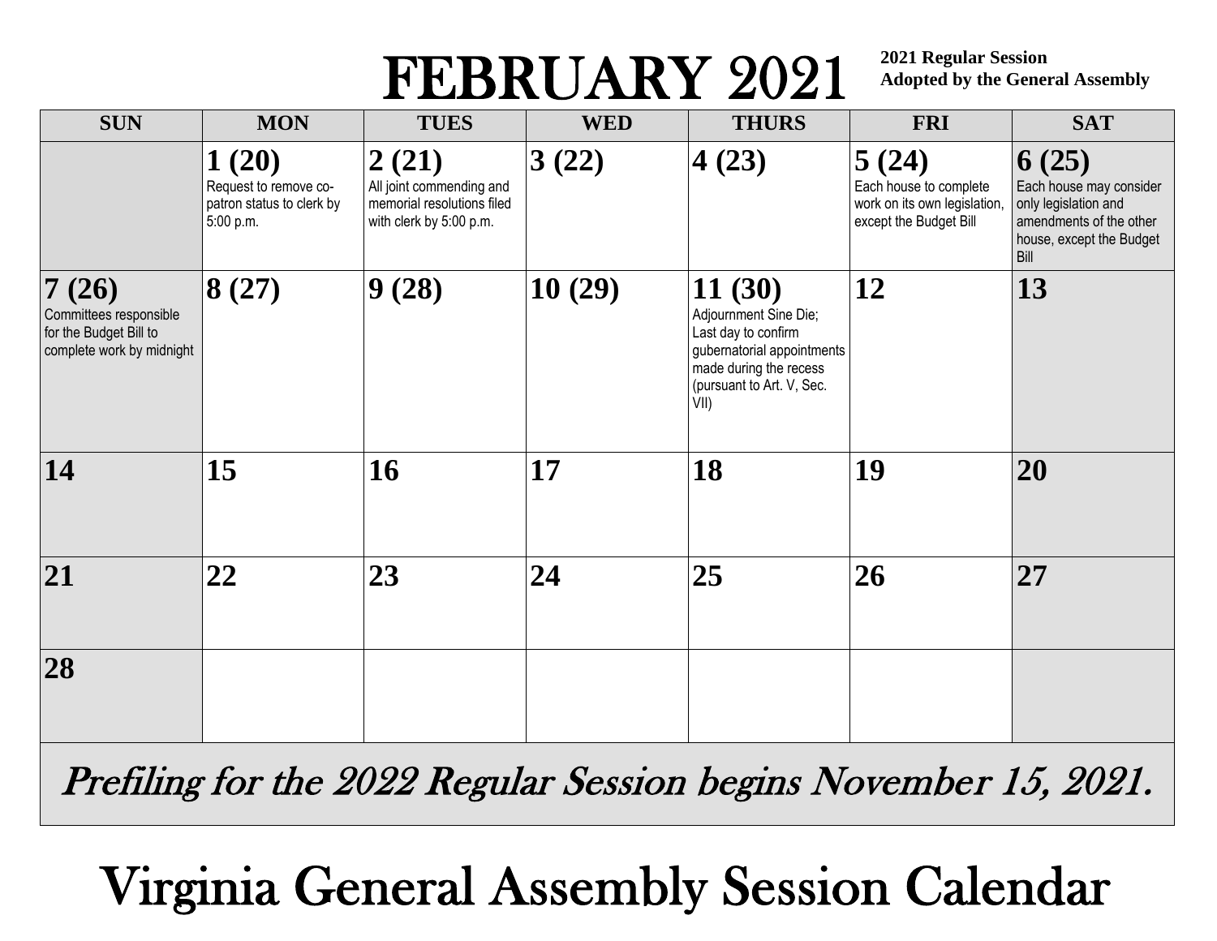# FEBRUARY 2021

**2021 Regular Session**
**Adopted by the General Assembly**

| SUN | MON | TUES | WED | THURS | FRI | SAT |
| --- | --- | --- | --- | --- | --- | --- |
| | **1 (20)** Request to remove co-patron status to clerk by 5:00 p.m. | **2 (21)** All joint commending and memorial resolutions filed with clerk by 5:00 p.m. | **3 (22)** | **4 (23)** | **5 (24)** Each house to complete work on its own legislation, except the Budget Bill | **6 (25)** Each house may consider only legislation and amendments of the other house, except the Budget Bill |
| **7 (26)** Committees responsible for the Budget Bill to complete work by midnight | **8 (27)** | **9 (28)** | **10 (29)** | **11 (30)** Adjournment Sine Die; Last day to confirm gubernatorial appointments made during the recess (pursuant to Art. V, Sec. VII) | **12** | **13** |
| **14** | **15** | **16** | **17** | **18** | **19** | **20** |
| **21** | **22** | **23** | **24** | **25** | **26** | **27** |
| **28** | | | | | | |

*Prefiling for the 2022 Regular Session begins November 15, 2021.*

# Virginia General Assembly Session Calendar